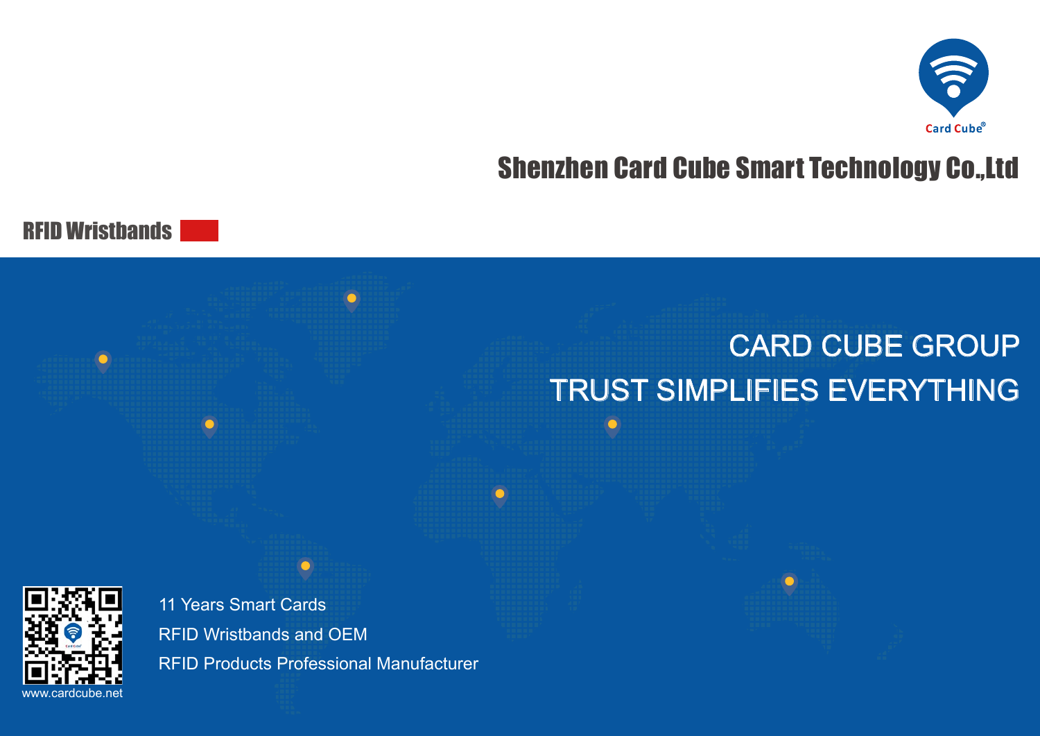Card Cube®

# Shenzhen Card Cube Smart Technology Co.,Ltd

## RFID Wristbands

## CARD CUBE GROUP

## TRUST SIMPLIFIES EVERYTHING

11 Years Smart Cards

RFID Wristbands and OEM

RFID Products Professional Manufacturer

www.cardcube.net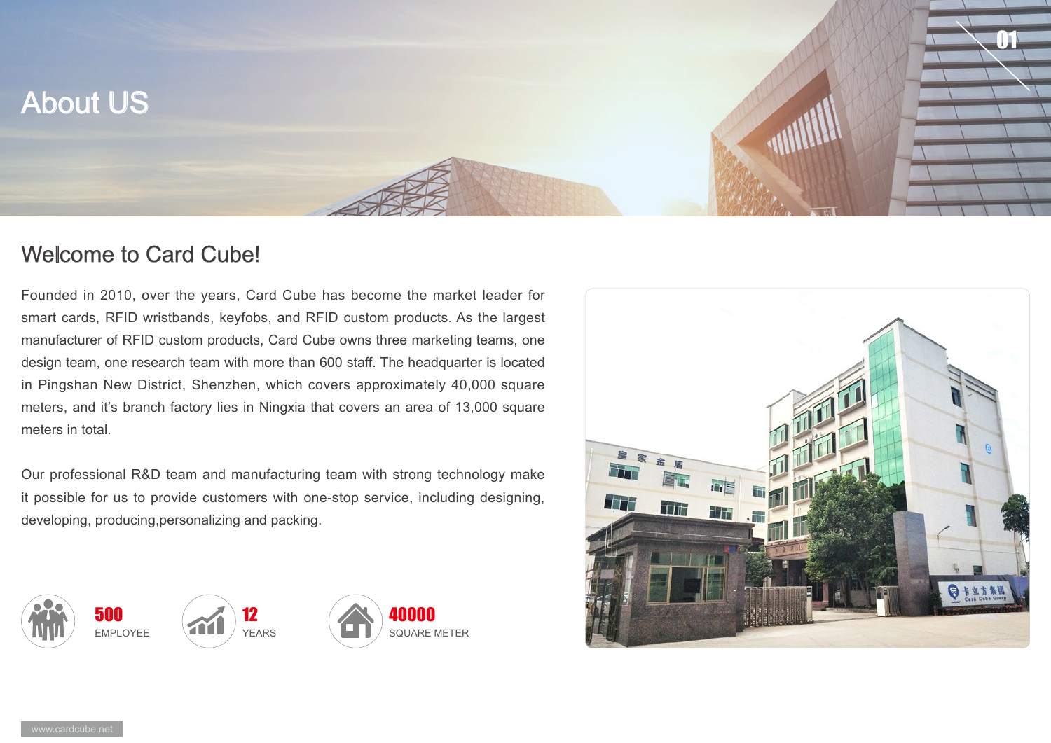# About US

## Welcome to Card Cube!

Founded in 2010, over the years, Card Cube has become the market leader for smart cards, RFID wristbands, keyfobs, and RFID custom products. As the largest manufacturer of RFID custom products, Card Cube owns three marketing teams, one design team, one research team with more than 600 staff. The headquarter is located in Pingshan New District, Shenzhen, which covers approximately 40,000 square meters, and it's branch factory lies in Ningxia that covers an area of 13,000 square meters in total.

Our professional R&D team and manufacturing team with strong technology make it possible for us to provide customers with one-stop service, including designing, developing, producing,personalizing and packing.

**500** EMPLOYEE

**12** YEARS

**40000** SQUARE METER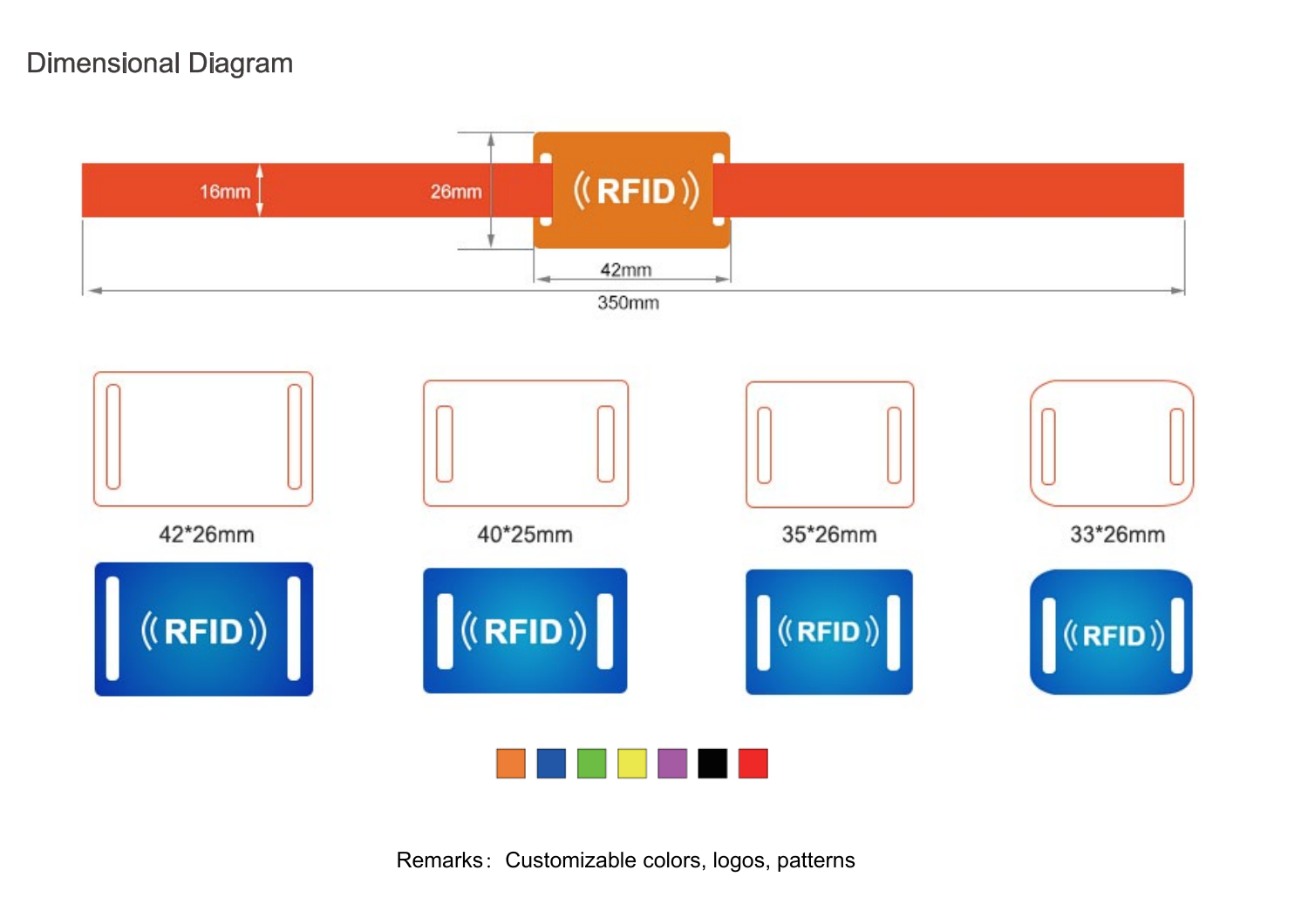## Dimensional Diagram

16mm

26mm

42mm

350mm

42*26mm

40*25mm

35*26mm

33*26mm

Remarks： Customizable colors, logos, patterns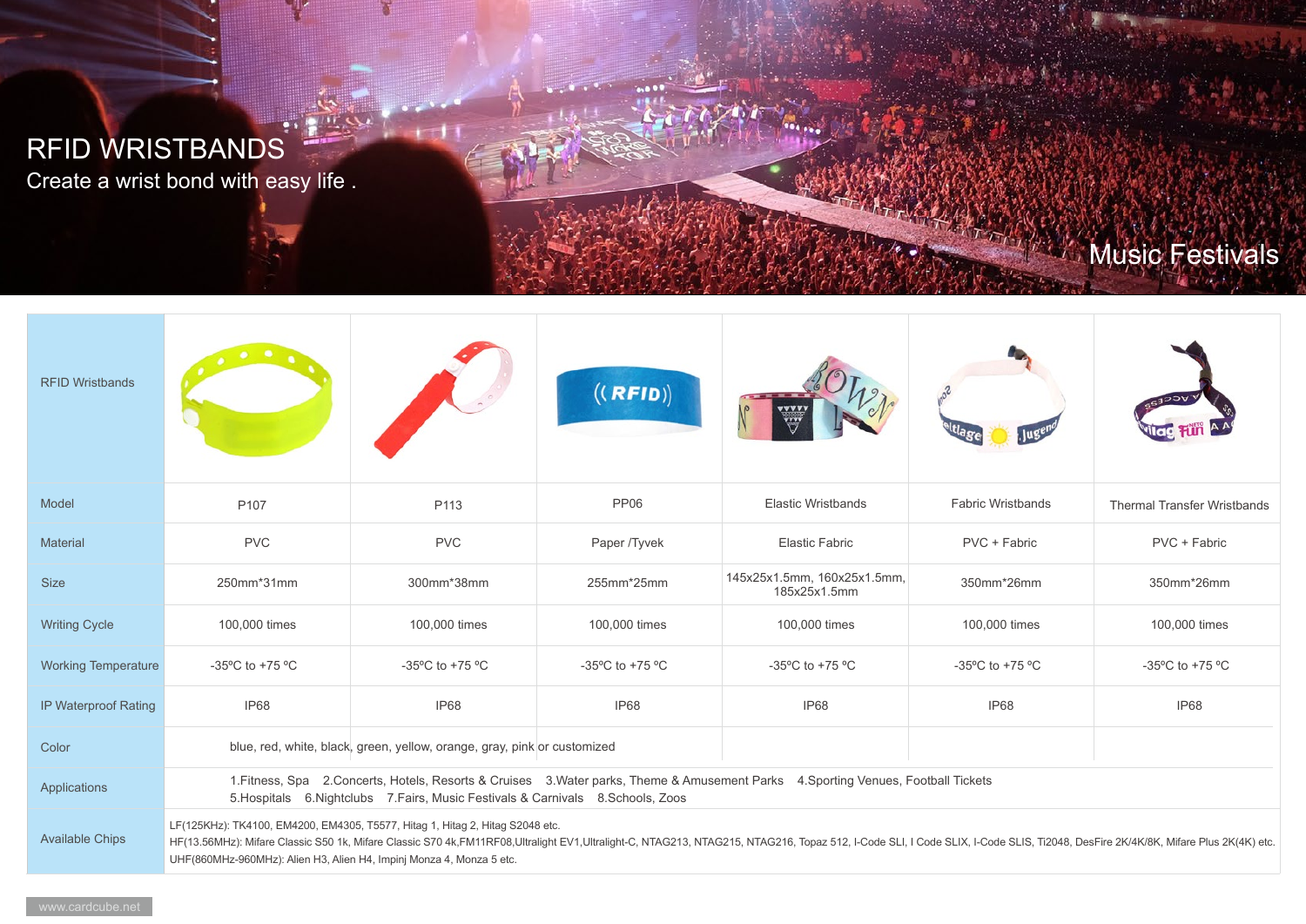# RFID WRISTBANDS

Create a wrist bond with easy life .

Music Festivals

| RFID Wristbands | | | | | | |
|---|---|---|---|---|---|---|
| Model | P107 | P113 | PP06 | Elastic Wristbands | Fabric Wristbands | Thermal Transfer Wristbands |
| Material | PVC | PVC | Paper /Tyvek | Elastic Fabric | PVC + Fabric | PVC + Fabric |
| Size | 250mm*31mm | 300mm*38mm | 255mm*25mm | 145x25x1.5mm, 160x25x1.5mm, 185x25x1.5mm | 350mm*26mm | 350mm*26mm |
| Writing Cycle | 100,000 times | 100,000 times | 100,000 times | 100,000 times | 100,000 times | 100,000 times |
| Working Temperature | -35ºC to +75 ºC | -35ºC to +75 ºC | -35ºC to +75 ºC | -35ºC to +75 ºC | -35ºC to +75 ºC | -35ºC to +75 ºC |
| IP Waterproof Rating | IP68 | IP68 | IP68 | IP68 | IP68 | IP68 |
| Color | blue, red, white, black, green, yellow, orange, gray, pink or customized | | | | | |
| Applications | 1.Fitness, Spa 2.Concerts, Hotels, Resorts & Cruises 3.Water parks, Theme & Amusement Parks 4.Sporting Venues, Football Tickets 5.Hospitals 6.Nightclubs 7.Fairs, Music Festivals & Carnivals 8.Schools, Zoos | | | | | |
| Available Chips | LF(125KHz): TK4100, EM4200, EM4305, T5577, Hitag 1, Hitag 2, Hitag S2048 etc. HF(13.56MHz): Mifare Classic S50 1k, Mifare Classic S70 4k,FM11RF08,Ultralight EV1,Ultralight-C, NTAG213, NTAG215, NTAG216, Topaz 512, I-Code SLI, I Code SLIX, I-Code SLIS, Ti2048, DesFire 2K/4K/8K, Mifare Plus 2K(4K) etc. UHF(860MHz-960MHz): Alien H3, Alien H4, Impinj Monza 4, Monza 5 etc. | | | | | |

www.cardcube.net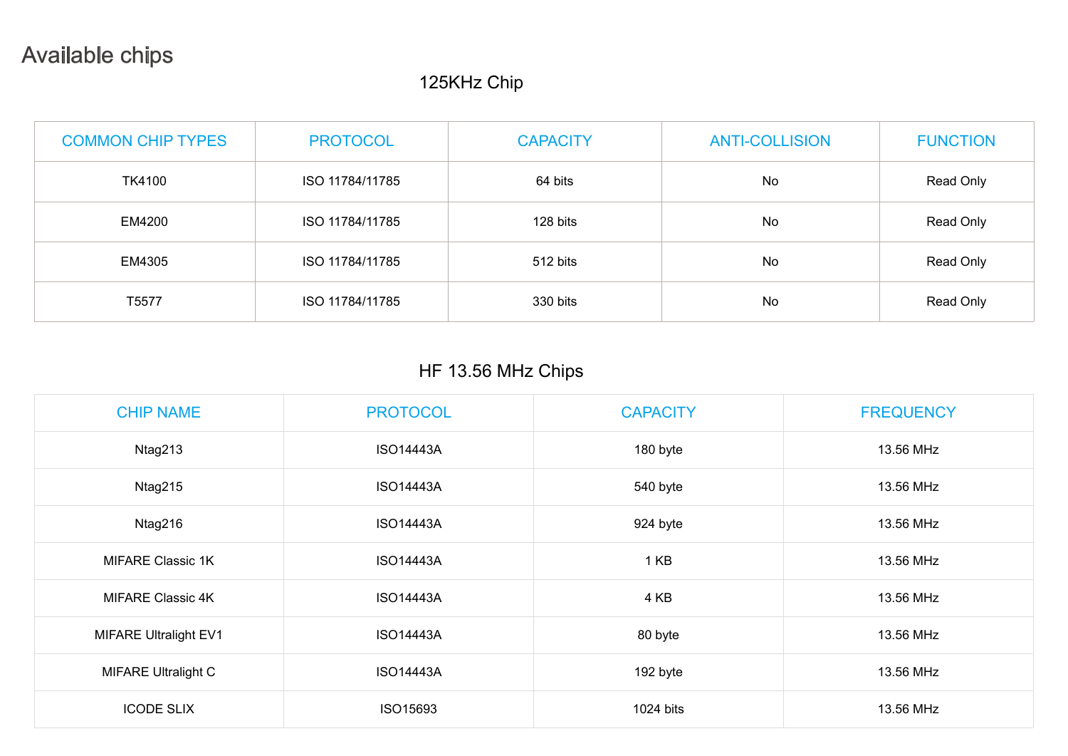## Available chips

### 125KHz Chip

| COMMON CHIP TYPES | PROTOCOL | CAPACITY | ANTI-COLLISION | FUNCTION |
|---|---|---|---|---|
| TK4100 | ISO 11784/11785 | 64 bits | No | Read Only |
| EM4200 | ISO 11784/11785 | 128 bits | No | Read Only |
| EM4305 | ISO 11784/11785 | 512 bits | No | Read Only |
| T5577 | ISO 11784/11785 | 330 bits | No | Read Only |

### HF 13.56 MHz Chips

| CHIP NAME | PROTOCOL | CAPACITY | FREQUENCY |
|---|---|---|---|
| Ntag213 | ISO14443A | 180 byte | 13.56 MHz |
| Ntag215 | ISO14443A | 540 byte | 13.56 MHz |
| Ntag216 | ISO14443A | 924 byte | 13.56 MHz |
| MIFARE Classic 1K | ISO14443A | 1 KB | 13.56 MHz |
| MIFARE Classic 4K | ISO14443A | 4 KB | 13.56 MHz |
| MIFARE Ultralight EV1 | ISO14443A | 80 byte | 13.56 MHz |
| MIFARE Ultralight C | ISO14443A | 192 byte | 13.56 MHz |
| ICODE SLIX | ISO15693 | 1024 bits | 13.56 MHz |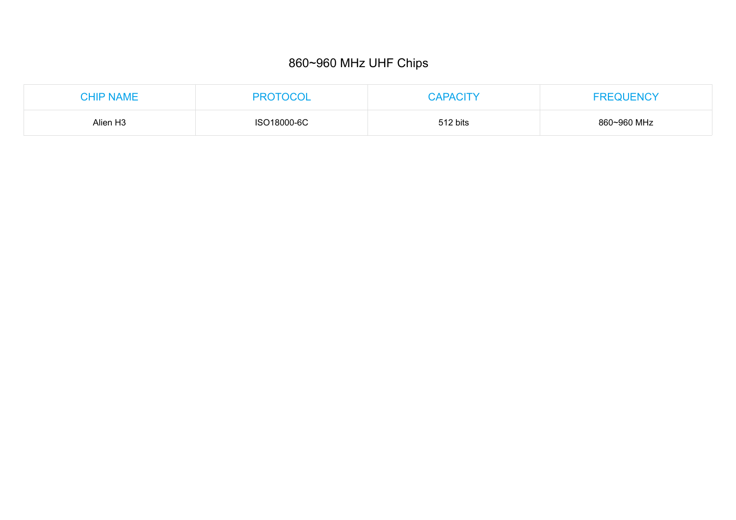## 860~960 MHz UHF Chips

| CHIP NAME | PROTOCOL | CAPACITY | FREQUENCY |
|---|---|---|---|
| Alien H3 | ISO18000-6C | 512 bits | 860~960 MHz |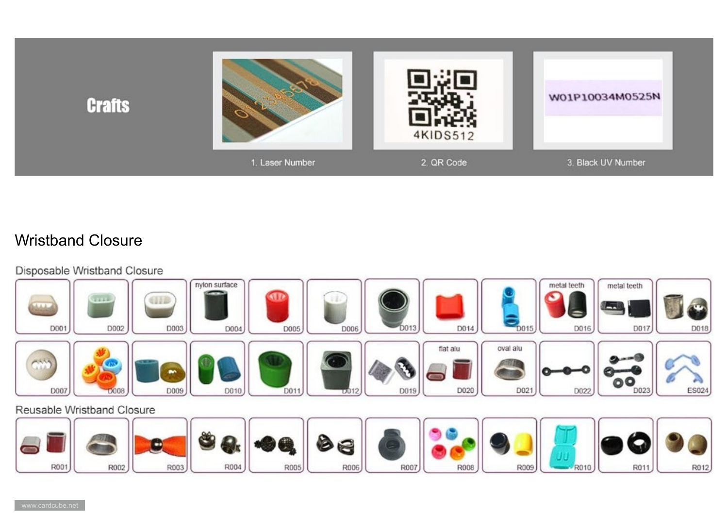## Crafts

1. Laser Number
2. QR Code
3. Black UV Number

## Wristband Closure

### Disposable Wristband Closure

| D001 | D002 | D003 | nylon surface D004 | D005 | D006 | D013 | D014 | D015 | metal teeth D016 | metal teeth D017 | D018 |
|---|---|---|---|---|---|---|---|---|---|---|---|
| D007 | D008 | D009 | D010 | D011 | D012 | D019 | flat alu D020 | oval alu D021 | D022 | D023 | ES024 |

### Reusable Wristband Closure

| R001 | R002 | R003 | R004 | R005 | R006 | R007 | R008 | R009 | R010 | R011 | R012 |
|---|---|---|---|---|---|---|---|---|---|---|---|

www.cardcube.net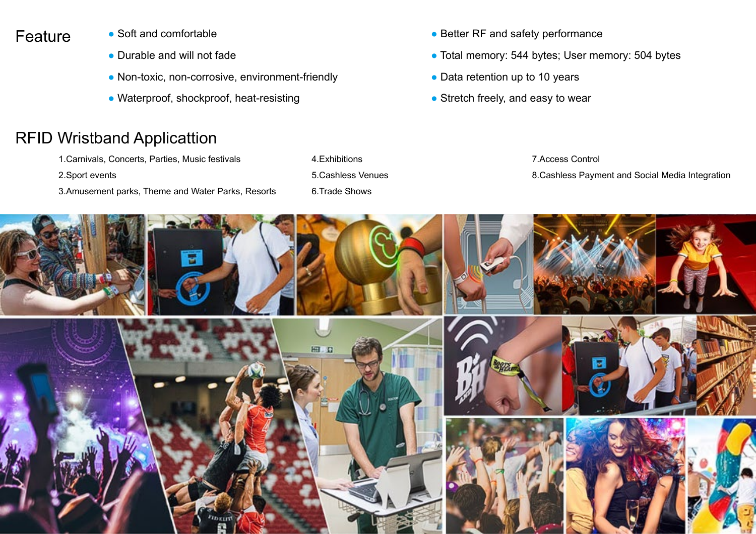## Feature

- Soft and comfortable
- Durable and will not fade
- Non-toxic, non-corrosive, environment-friendly
- Waterproof, shockproof, heat-resisting
- Better RF and safety performance
- Total memory: 544 bytes; User memory: 504 bytes
- Data retention up to 10 years
- Stretch freely, and easy to wear

## RFID Wristband Applicattion

1.Carnivals, Concerts, Parties, Music festivals

2.Sport events

3.Amusement parks, Theme and Water Parks, Resorts

4.Exhibitions

5.Cashless Venues

6.Trade Shows

7.Access Control

8.Cashless Payment and Social Media Integration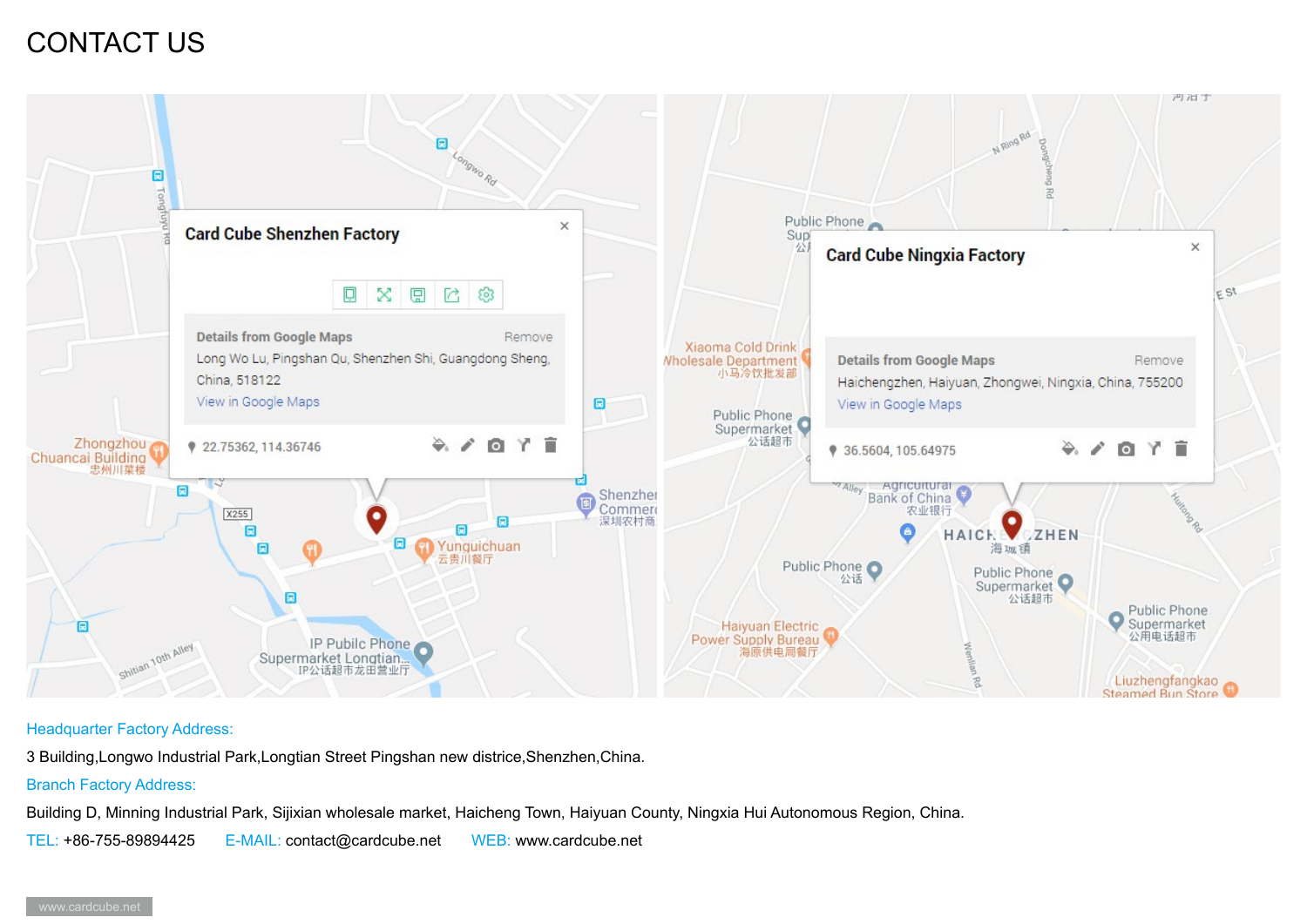# CONTACT US

Card Cube Shenzhen Factory

Details from Google Maps

Long Wo Lu, Pingshan Qu, Shenzhen Shi, Guangdong Sheng, China, 518122

View in Google Maps

22.75362, 114.36746

Card Cube Ningxia Factory

Details from Google Maps

Haichengzhen, Haiyuan, Zhongwei, Ningxia, China, 755200

View in Google Maps

36.5604, 105.64975

Headquarter Factory Address:

3 Building,Longwo Industrial Park,Longtian Street Pingshan new districe,Shenzhen,China.

Branch Factory Address:

Building D, Minning Industrial Park, Sijixian wholesale market, Haicheng Town, Haiyuan County, Ningxia Hui Autonomous Region, China.

TEL: +86-755-89894425 E-MAIL: contact@cardcube.net WEB: www.cardcube.net